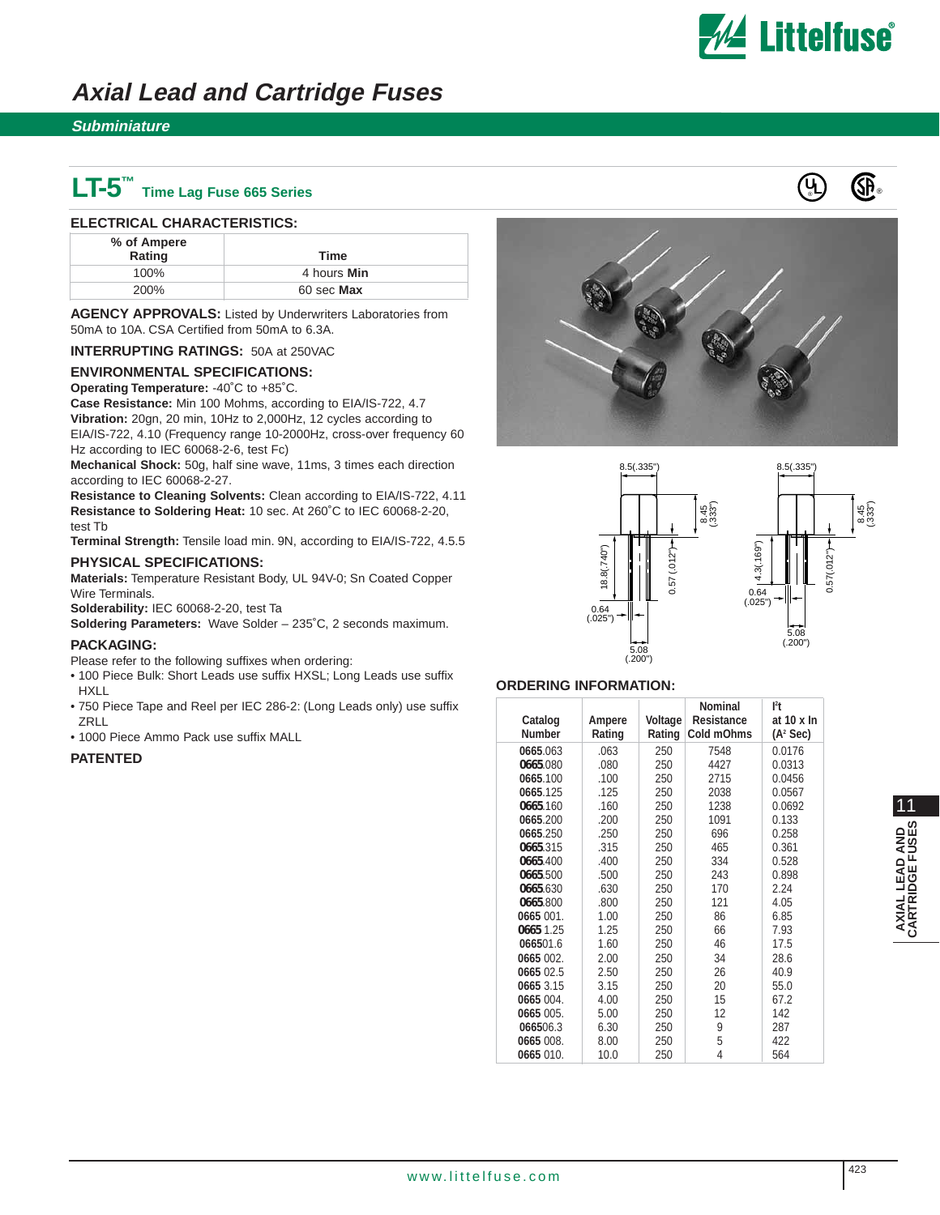# Axial Lead and Cartridge Fuses

## Subminiature

## LT-5™ Time Lag Fuse 665 Series

### ELECTRICAL CHARACTERISTICS:

| % of Ampere Rating | Time |
|---|---|
| 100% | 4 hours **Min** |
| 200% | 60 sec **Max** |

**AGENCY APPROVALS:** Listed by Underwriters Laboratories from 50mA to 10A. CSA Certified from 50mA to 6.3A.

**INTERRUPTING RATINGS:** 50A at 250VAC

### ENVIRONMENTAL SPECIFICATIONS:

**Operating Temperature:** -40˚C to +85˚C.
**Case Resistance:** Min 100 Mohms, according to EIA/IS-722, 4.7
**Vibration:** 20gn, 20 min, 10Hz to 2,000Hz, 12 cycles according to EIA/IS-722, 4.10 (Frequency range 10-2000Hz, cross-over frequency 60 Hz according to IEC 60068-2-6, test Fc)
**Mechanical Shock:** 50g, half sine wave, 11ms, 3 times each direction according to IEC 60068-2-27.
**Resistance to Cleaning Solvents:** Clean according to EIA/IS-722, 4.11
**Resistance to Soldering Heat:** 10 sec. At 260˚C to IEC 60068-2-20, test Tb
**Terminal Strength:** Tensile load min. 9N, according to EIA/IS-722, 4.5.5

### PHYSICAL SPECIFICATIONS:

**Materials:** Temperature Resistant Body, UL 94V-0; Sn Coated Copper Wire Terminals.
**Solderability:** IEC 60068-2-20, test Ta
**Soldering Parameters:** Wave Solder – 235˚C, 2 seconds maximum.

### PACKAGING:

Please refer to the following suffixes when ordering:

- 100 Piece Bulk: Short Leads use suffix HXSL; Long Leads use suffix HXLL
- 750 Piece Tape and Reel per IEC 286-2: (Long Leads only) use suffix ZRLL
- 1000 Piece Ammo Pack use suffix MALL

**PATENTED**

8.5(.335") 8.45 (.333") 18.8(.740") 0.57 (.012") 0.64 (.025") 5.08 (.200")

8.5(.335") 8.45 (.333") 4.3(.169") 0.57(.012") 0.64 (.025") 5.08 (.200")

### ORDERING INFORMATION:

| Catalog Number | Ampere Rating | Voltage Rating | Nominal Resistance Cold mOhms | I²t at 10 x In (A² Sec) |
|---|---|---|---|---|
| 0665.063 | .063 | 250 | 7548 | 0.0176 |
| 0665.080 | .080 | 250 | 4427 | 0.0313 |
| 0665.100 | .100 | 250 | 2715 | 0.0456 |
| 0665.125 | .125 | 250 | 2038 | 0.0567 |
| 0665.160 | .160 | 250 | 1238 | 0.0692 |
| 0665.200 | .200 | 250 | 1091 | 0.133 |
| 0665.250 | .250 | 250 | 696 | 0.258 |
| 0665.315 | .315 | 250 | 465 | 0.361 |
| 0665.400 | .400 | 250 | 334 | 0.528 |
| 0665.500 | .500 | 250 | 243 | 0.898 |
| 0665.630 | .630 | 250 | 170 | 2.24 |
| 0665.800 | .800 | 250 | 121 | 4.05 |
| 0665 001. | 1.00 | 250 | 86 | 6.85 |
| 0665 1.25 | 1.25 | 250 | 66 | 7.93 |
| 066501.6 | 1.60 | 250 | 46 | 17.5 |
| 0665 002. | 2.00 | 250 | 34 | 28.6 |
| 0665 02.5 | 2.50 | 250 | 26 | 40.9 |
| 0665 3.15 | 3.15 | 250 | 20 | 55.0 |
| 0665 004. | 4.00 | 250 | 15 | 67.2 |
| 0665 005. | 5.00 | 250 | 12 | 142 |
| 066506.3 | 6.30 | 250 | 9 | 287 |
| 0665 008. | 8.00 | 250 | 5 | 422 |
| 0665 010. | 10.0 | 250 | 4 | 564 |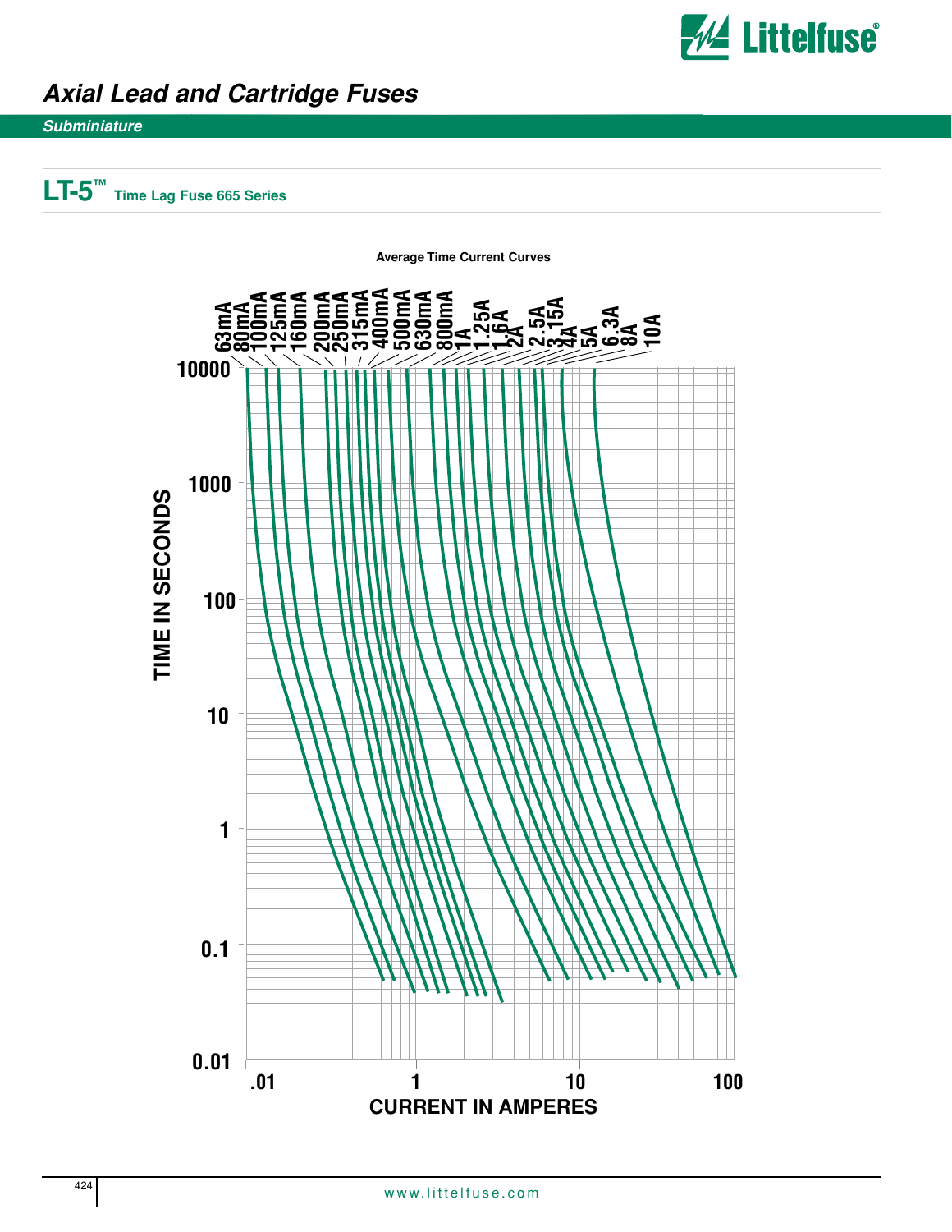# Axial Lead and Cartridge Fuses

***Subminiature***

## LT-5™ Time Lag Fuse 665 Series

**Average Time Current Curves**

63mA
80mA
100mA
125mA
160mA
200mA
250mA
315mA
400mA
500mA
630mA
800mA
1A
1.25A
1.6A
2A
2.5A
3.15A
4A
5A
6.3A
8A
10A

TIME IN SECONDS

10000
1000
100
10
1
0.1
0.01

.01
1
10
100

CURRENT IN AMPERES